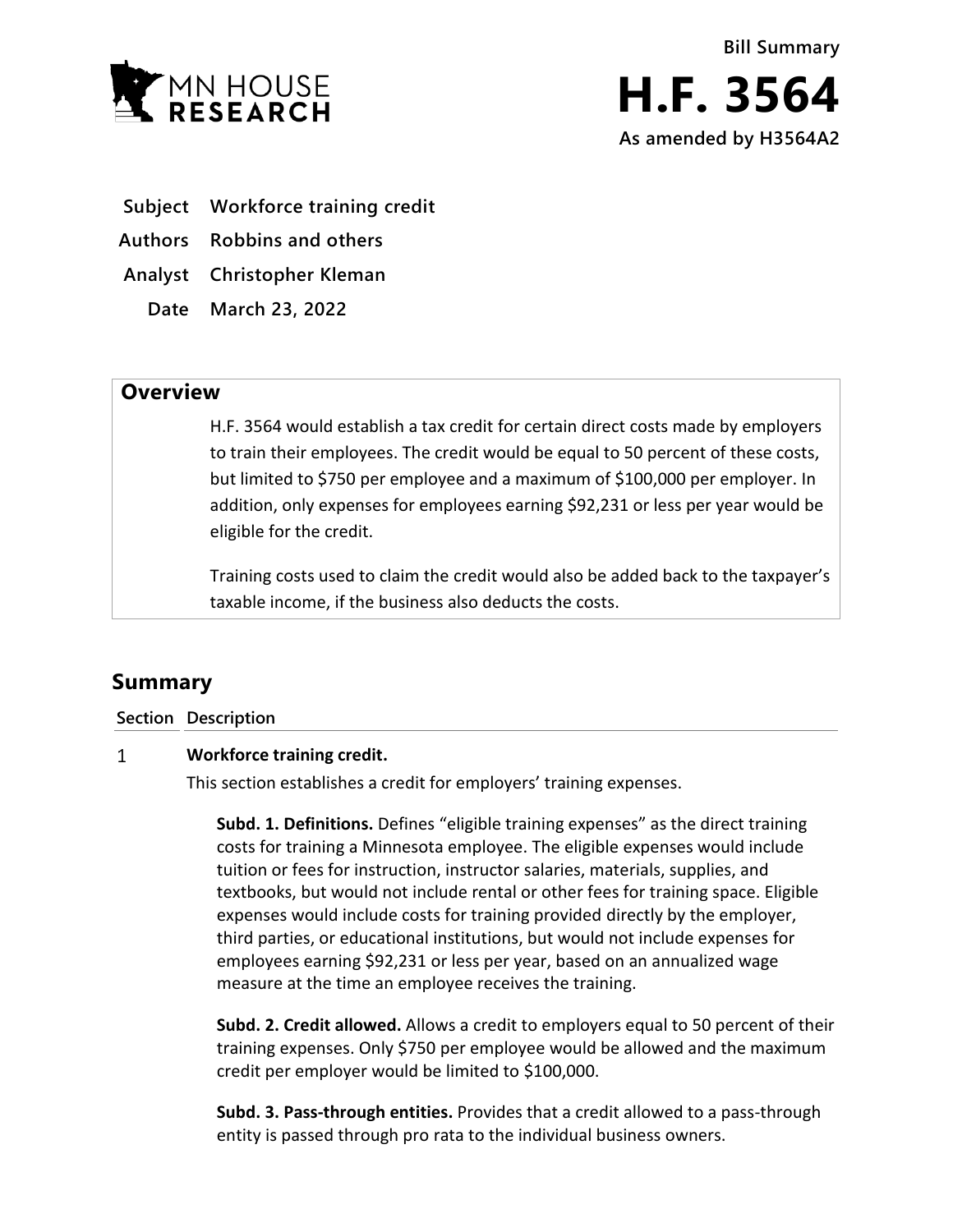MN HOUSE RESEARCH

**Bill Summary**

# H.F. 3564

**As amended by H3564A2**

| | |
|---|---|
| **Subject** | **Workforce training credit** |
| **Authors** | **Robbins and others** |
| **Analyst** | **Christopher Kleman** |
| **Date** | **March 23, 2022** |

## Overview

H.F. 3564 would establish a tax credit for certain direct costs made by employers to train their employees. The credit would be equal to 50 percent of these costs, but limited to $750 per employee and a maximum of $100,000 per employer. In addition, only expenses for employees earning $92,231 or less per year would be eligible for the credit.

Training costs used to claim the credit would also be added back to the taxpayer's taxable income, if the business also deducts the costs.

## Summary

| Section | Description |
|---|---|

1 **Workforce training credit.**

This section establishes a credit for employers' training expenses.

**Subd. 1. Definitions.** Defines "eligible training expenses" as the direct training costs for training a Minnesota employee. The eligible expenses would include tuition or fees for instruction, instructor salaries, materials, supplies, and textbooks, but would not include rental or other fees for training space. Eligible expenses would include costs for training provided directly by the employer, third parties, or educational institutions, but would not include expenses for employees earning $92,231 or less per year, based on an annualized wage measure at the time an employee receives the training.

**Subd. 2. Credit allowed.** Allows a credit to employers equal to 50 percent of their training expenses. Only $750 per employee would be allowed and the maximum credit per employer would be limited to $100,000.

**Subd. 3. Pass-through entities.** Provides that a credit allowed to a pass-through entity is passed through pro rata to the individual business owners.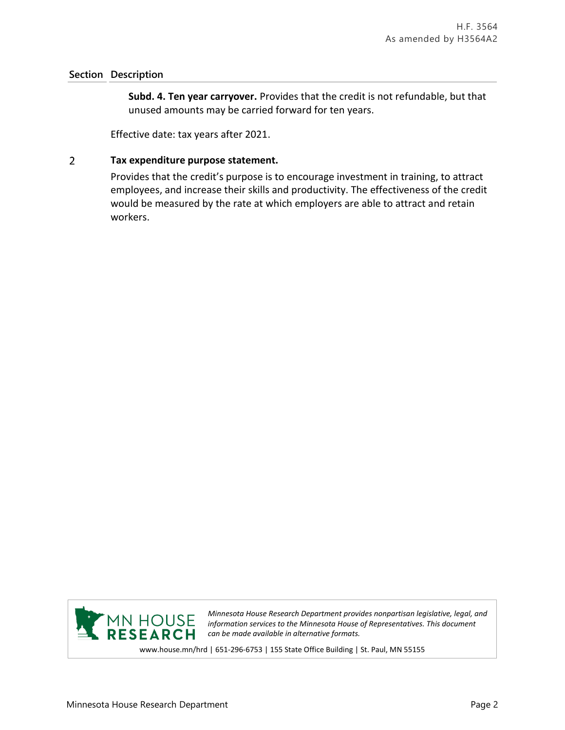| Section | Description |
|---|---|
| | **Subd. 4. Ten year carryover.** Provides that the credit is not refundable, but that unused amounts may be carried forward for ten years.<br><br>Effective date: tax years after 2021. |
| 2 | **Tax expenditure purpose statement.**<br><br>Provides that the credit's purpose is to encourage investment in training, to attract employees, and increase their skills and productivity. The effectiveness of the credit would be measured by the rate at which employers are able to attract and retain workers. |

MN HOUSE RESEARCH

*Minnesota House Research Department provides nonpartisan legislative, legal, and information services to the Minnesota House of Representatives. This document can be made available in alternative formats.*

www.house.mn/hrd | 651-296-6753 | 155 State Office Building | St. Paul, MN 55155